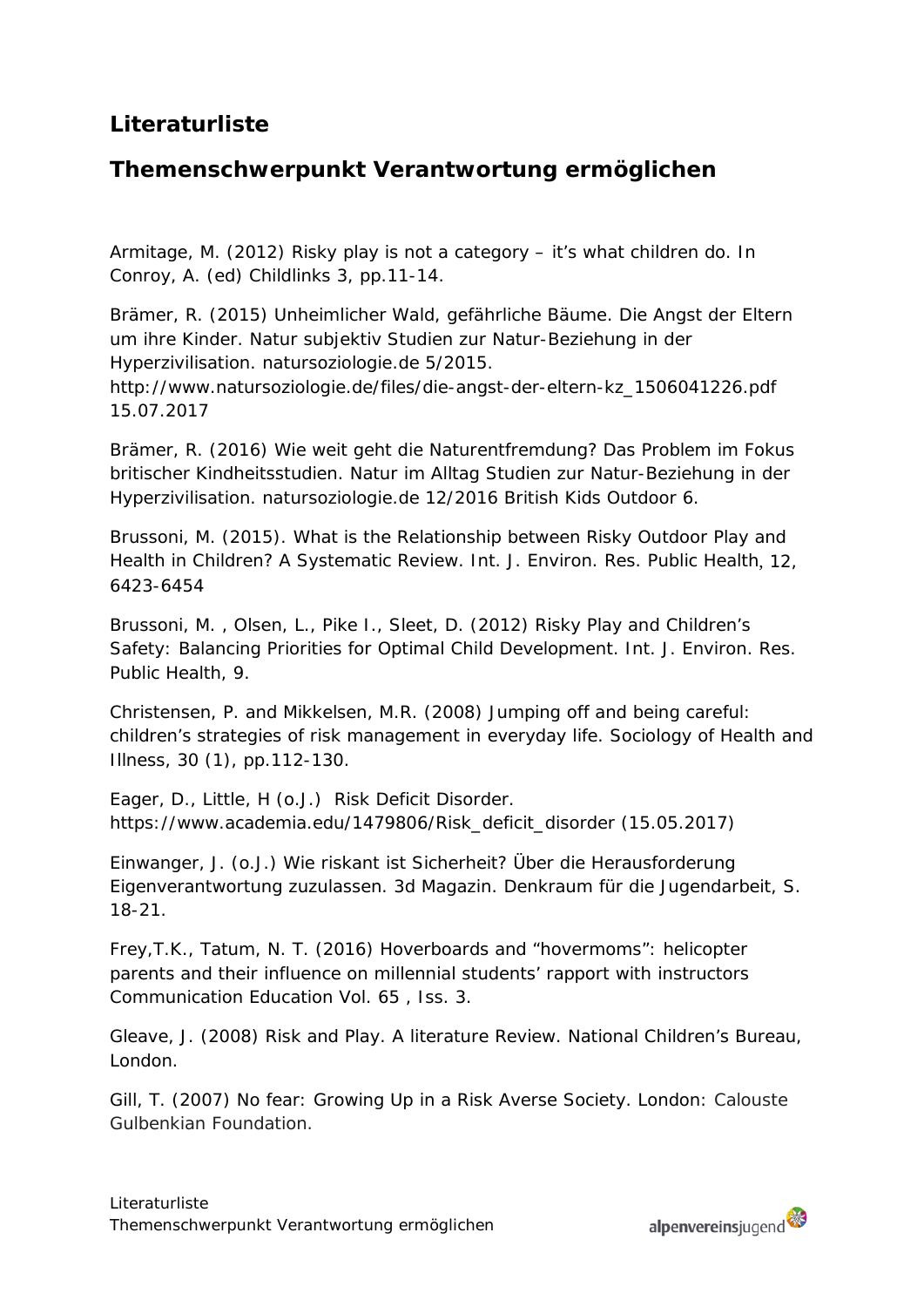# Literaturliste

## Themenschwerpunkt Verantwortung ermöglichen

Armitage, M. (2012) Risky play is not a category – it's what children do. In Conroy, A. (ed) Childlinks 3, pp.11-14.

Brämer, R. (2015) Unheimlicher Wald, gefährliche Bäume. Die Angst der Eltern um ihre Kinder. Natur subjektiv Studien zur Natur-Beziehung in der Hyperzivilisation. natursoziologie.de 5/2015. http://www.natursoziologie.de/files/die-angst-der-eltern-kz_1506041226.pdf 15.07.2017

Brämer, R. (2016) Wie weit geht die Naturentfremdung? Das Problem im Fokus britischer Kindheitsstudien. Natur im Alltag Studien zur Natur-Beziehung in der Hyperzivilisation. natursoziologie.de 12/2016 British Kids Outdoor 6.

Brussoni, M. (2015). What is the Relationship between Risky Outdoor Play and Health in Children? A Systematic Review. Int. J. Environ. Res. Public Health, 12, 6423-6454

Brussoni, M. , Olsen, L., Pike I., Sleet, D. (2012) Risky Play and Children's Safety: Balancing Priorities for Optimal Child Development. Int. J. Environ. Res. Public Health, 9.

Christensen, P. and Mikkelsen, M.R. (2008) Jumping off and being careful: children's strategies of risk management in everyday life. Sociology of Health and Illness, 30 (1), pp.112-130.

Eager, D., Little, H (o.J.) Risk Deficit Disorder. https://www.academia.edu/1479806/Risk_deficit_disorder (15.05.2017)

Einwanger, J. (o.J.) Wie riskant ist Sicherheit? Über die Herausforderung Eigenverantwortung zuzulassen. 3d Magazin. Denkraum für die Jugendarbeit, S. 18-21.

Frey,T.K., Tatum, N. T. (2016) Hoverboards and "hovermoms": helicopter parents and their influence on millennial students' rapport with instructors Communication Education Vol. 65 , Iss. 3.

Gleave, J. (2008) Risk and Play. A literature Review. National Children's Bureau, London.

Gill, T. (2007) No fear: Growing Up in a Risk Averse Society. London: Calouste Gulbenkian Foundation.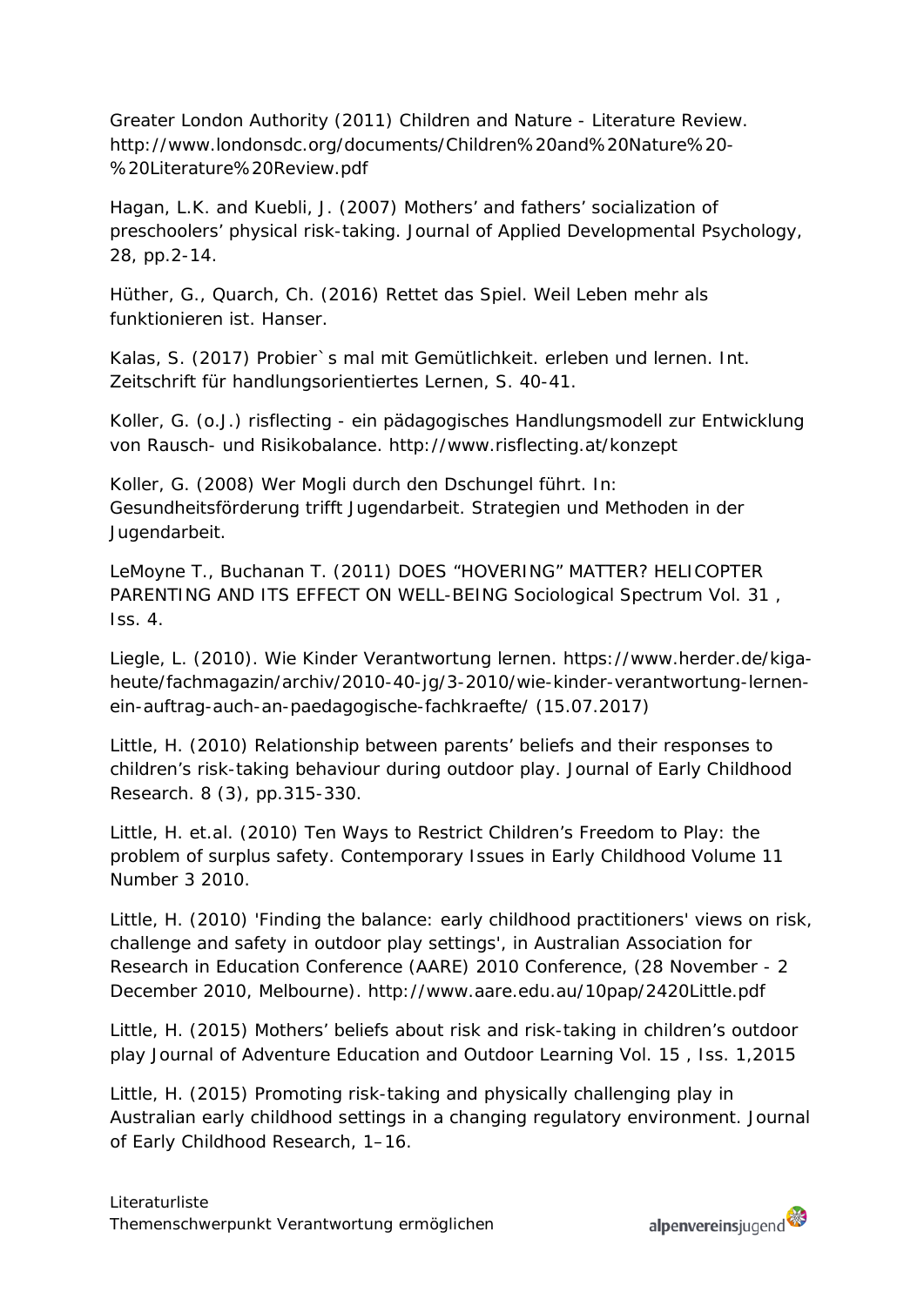Greater London Authority (2011) Children and Nature - Literature Review. http://www.londonsdc.org/documents/Children%20and%20Nature%20-%20Literature%20Review.pdf

Hagan, L.K. and Kuebli, J. (2007) Mothers' and fathers' socialization of preschoolers' physical risk-taking. Journal of Applied Developmental Psychology, 28, pp.2-14.

Hüther, G., Quarch, Ch. (2016) Rettet das Spiel. Weil Leben mehr als funktionieren ist. Hanser.

Kalas, S. (2017) Probier`s mal mit Gemütlichkeit. erleben und lernen. Int. Zeitschrift für handlungsorientiertes Lernen, S. 40-41.

Koller, G. (o.J.) risflecting - ein pädagogisches Handlungsmodell zur Entwicklung von Rausch- und Risikobalance. http://www.risflecting.at/konzept

Koller, G. (2008) Wer Mogli durch den Dschungel führt. In: Gesundheitsförderung trifft Jugendarbeit. Strategien und Methoden in der Jugendarbeit.

LeMoyne T., Buchanan T. (2011) DOES "HOVERING" MATTER? HELICOPTER PARENTING AND ITS EFFECT ON WELL-BEING Sociological Spectrum Vol. 31 , Iss. 4.

Liegle, L. (2010). Wie Kinder Verantwortung lernen. https://www.herder.de/kiga-heute/fachmagazin/archiv/2010-40-jg/3-2010/wie-kinder-verantwortung-lernen-ein-auftrag-auch-an-paedagogische-fachkraefte/ (15.07.2017)

Little, H. (2010) Relationship between parents' beliefs and their responses to children's risk-taking behaviour during outdoor play. Journal of Early Childhood Research. 8 (3), pp.315-330.

Little, H. et.al. (2010) Ten Ways to Restrict Children's Freedom to Play: the problem of surplus safety. Contemporary Issues in Early Childhood Volume 11 Number 3 2010.

Little, H. (2010) 'Finding the balance: early childhood practitioners' views on risk, challenge and safety in outdoor play settings', in Australian Association for Research in Education Conference (AARE) 2010 Conference, (28 November - 2 December 2010, Melbourne). http://www.aare.edu.au/10pap/2420Little.pdf

Little, H. (2015) Mothers' beliefs about risk and risk-taking in children's outdoor play Journal of Adventure Education and Outdoor Learning Vol. 15 , Iss. 1,2015

Little, H. (2015) Promoting risk-taking and physically challenging play in Australian early childhood settings in a changing regulatory environment. Journal of Early Childhood Research, 1–16.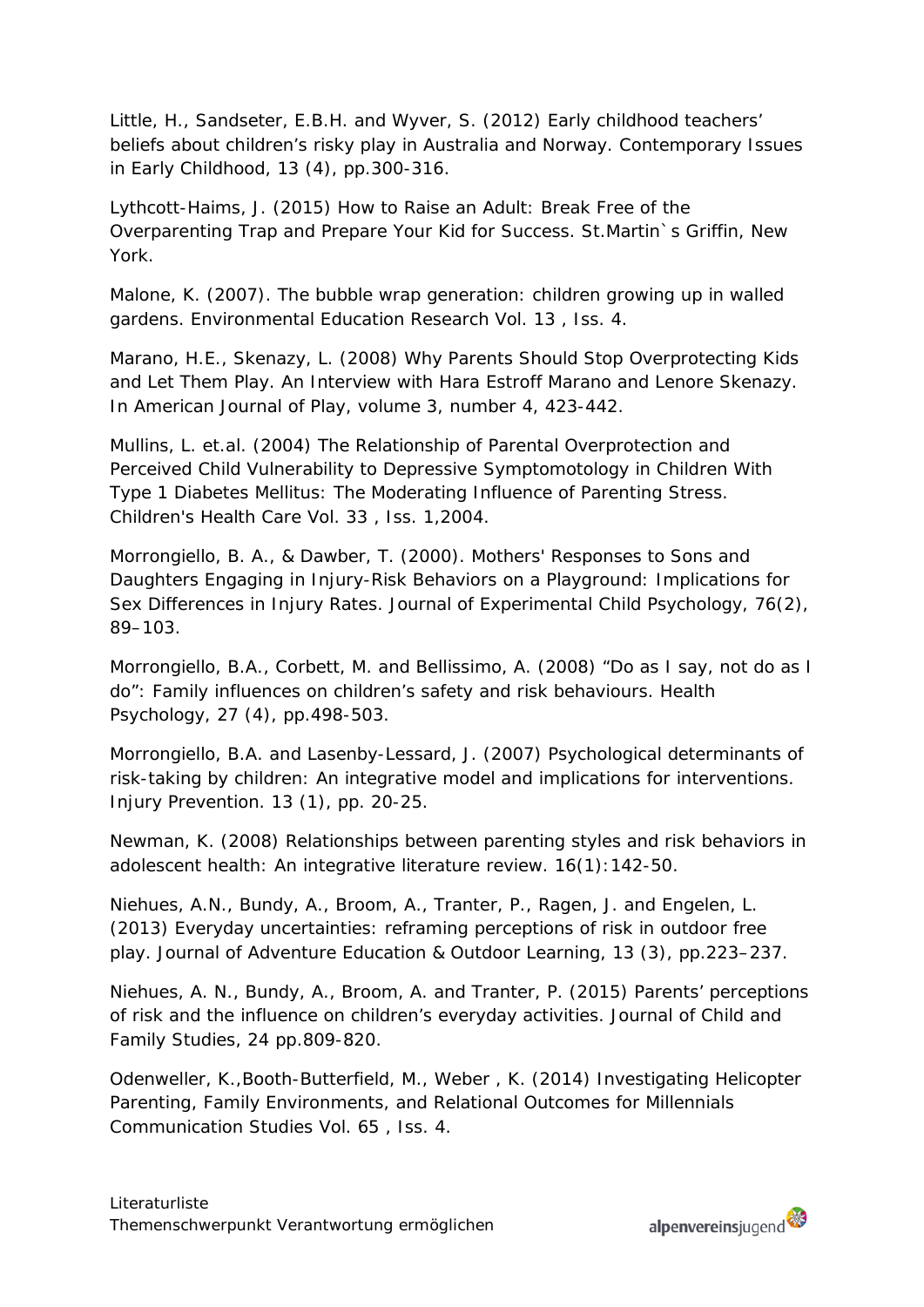Little, H., Sandseter, E.B.H. and Wyver, S. (2012) Early childhood teachers' beliefs about children's risky play in Australia and Norway. Contemporary Issues in Early Childhood, 13 (4), pp.300-316.

Lythcott-Haims, J. (2015) How to Raise an Adult: Break Free of the Overparenting Trap and Prepare Your Kid for Success. St.Martin`s Griffin, New York.

Malone, K. (2007). The bubble wrap generation: children growing up in walled gardens. Environmental Education Research Vol. 13 , Iss. 4.

Marano, H.E., Skenazy, L. (2008) Why Parents Should Stop Overprotecting Kids and Let Them Play. An Interview with Hara Estroff Marano and Lenore Skenazy. In American Journal of Play, volume 3, number 4, 423-442.

Mullins, L. et.al. (2004) The Relationship of Parental Overprotection and Perceived Child Vulnerability to Depressive Symptomotology in Children With Type 1 Diabetes Mellitus: The Moderating Influence of Parenting Stress. Children's Health Care Vol. 33 , Iss. 1,2004.

Morrongiello, B. A., & Dawber, T. (2000). Mothers' Responses to Sons and Daughters Engaging in Injury-Risk Behaviors on a Playground: Implications for Sex Differences in Injury Rates. Journal of Experimental Child Psychology, 76(2), 89–103.

Morrongiello, B.A., Corbett, M. and Bellissimo, A. (2008) "Do as I say, not do as I do": Family influences on children's safety and risk behaviours. Health Psychology, 27 (4), pp.498-503.

Morrongiello, B.A. and Lasenby-Lessard, J. (2007) Psychological determinants of risk-taking by children: An integrative model and implications for interventions. Injury Prevention. 13 (1), pp. 20-25.

Newman, K. (2008) Relationships between parenting styles and risk behaviors in adolescent health: An integrative literature review. 16(1):142-50.

Niehues, A.N., Bundy, A., Broom, A., Tranter, P., Ragen, J. and Engelen, L. (2013) Everyday uncertainties: reframing perceptions of risk in outdoor free play. Journal of Adventure Education & Outdoor Learning, 13 (3), pp.223–237.

Niehues, A. N., Bundy, A., Broom, A. and Tranter, P. (2015) Parents' perceptions of risk and the influence on children's everyday activities. Journal of Child and Family Studies, 24 pp.809-820.

Odenweller, K.,Booth-Butterfield, M., Weber , K. (2014) Investigating Helicopter Parenting, Family Environments, and Relational Outcomes for Millennials Communication Studies Vol. 65 , Iss. 4.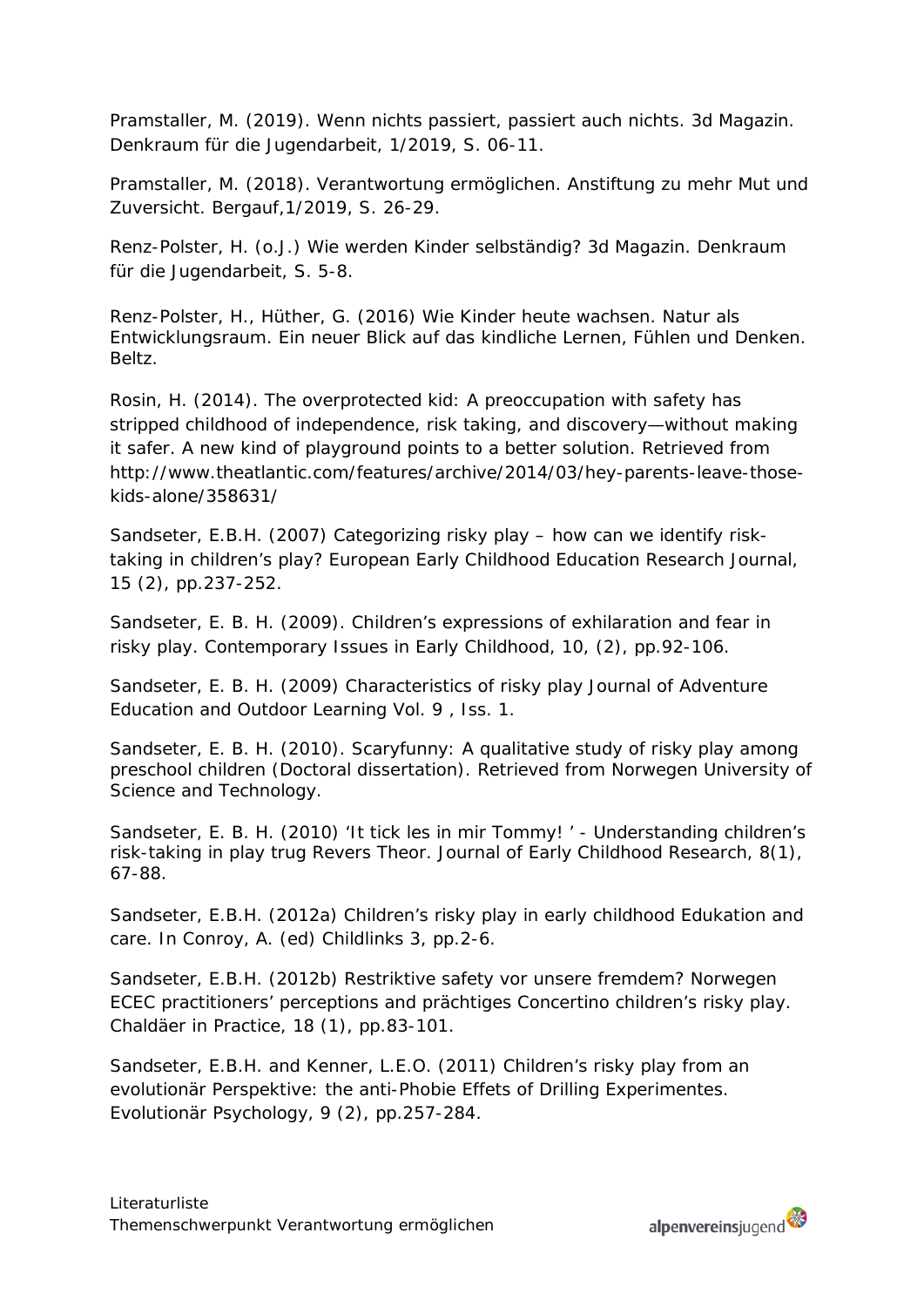Pramstaller, M. (2019). Wenn nichts passiert, passiert auch nichts. 3d Magazin. Denkraum für die Jugendarbeit, 1/2019, S. 06-11.

Pramstaller, M. (2018). Verantwortung ermöglichen. Anstiftung zu mehr Mut und Zuversicht. Bergauf,1/2019, S. 26-29.

Renz-Polster, H. (o.J.) Wie werden Kinder selbständig? 3d Magazin. Denkraum für die Jugendarbeit, S. 5-8.

Renz-Polster, H., Hüther, G. (2016) Wie Kinder heute wachsen. Natur als Entwicklungsraum. Ein neuer Blick auf das kindliche Lernen, Fühlen und Denken. Beltz.

Rosin, H. (2014). The overprotected kid: A preoccupation with safety has stripped childhood of independence, risk taking, and discovery—without making it safer. A new kind of playground points to a better solution. Retrieved from http://www.theatlantic.com/features/archive/2014/03/hey-parents-leave-those-kids-alone/358631/

Sandseter, E.B.H. (2007) Categorizing risky play – how can we identify risk-taking in children's play? European Early Childhood Education Research Journal, 15 (2), pp.237-252.

Sandseter, E. B. H. (2009). Children's expressions of exhilaration and fear in risky play. Contemporary Issues in Early Childhood, 10, (2), pp.92-106.

Sandseter, E. B. H. (2009) Characteristics of risky play Journal of Adventure Education and Outdoor Learning Vol. 9 , Iss. 1.

Sandseter, E. B. H. (2010). Scaryfunny: A qualitative study of risky play among preschool children (Doctoral dissertation). Retrieved from Norwegen University of Science and Technology.

Sandseter, E. B. H. (2010) 'It tick les in mir Tommy! ' - Understanding children's risk-taking in play trug Revers Theor. Journal of Early Childhood Research, 8(1), 67-88.

Sandseter, E.B.H. (2012a) Children's risky play in early childhood Edukation and care. In Conroy, A. (ed) Childlinks 3, pp.2-6.

Sandseter, E.B.H. (2012b) Restriktive safety vor unsere fremdem? Norwegen ECEC practitioners' perceptions and prächtiges Concertino children's risky play. Chaldäer in Practice, 18 (1), pp.83-101.

Sandseter, E.B.H. and Kenner, L.E.O. (2011) Children's risky play from an evolutionär Perspektive: the anti-Phobie Effets of Drilling Experimentes. Evolutionär Psychology, 9 (2), pp.257-284.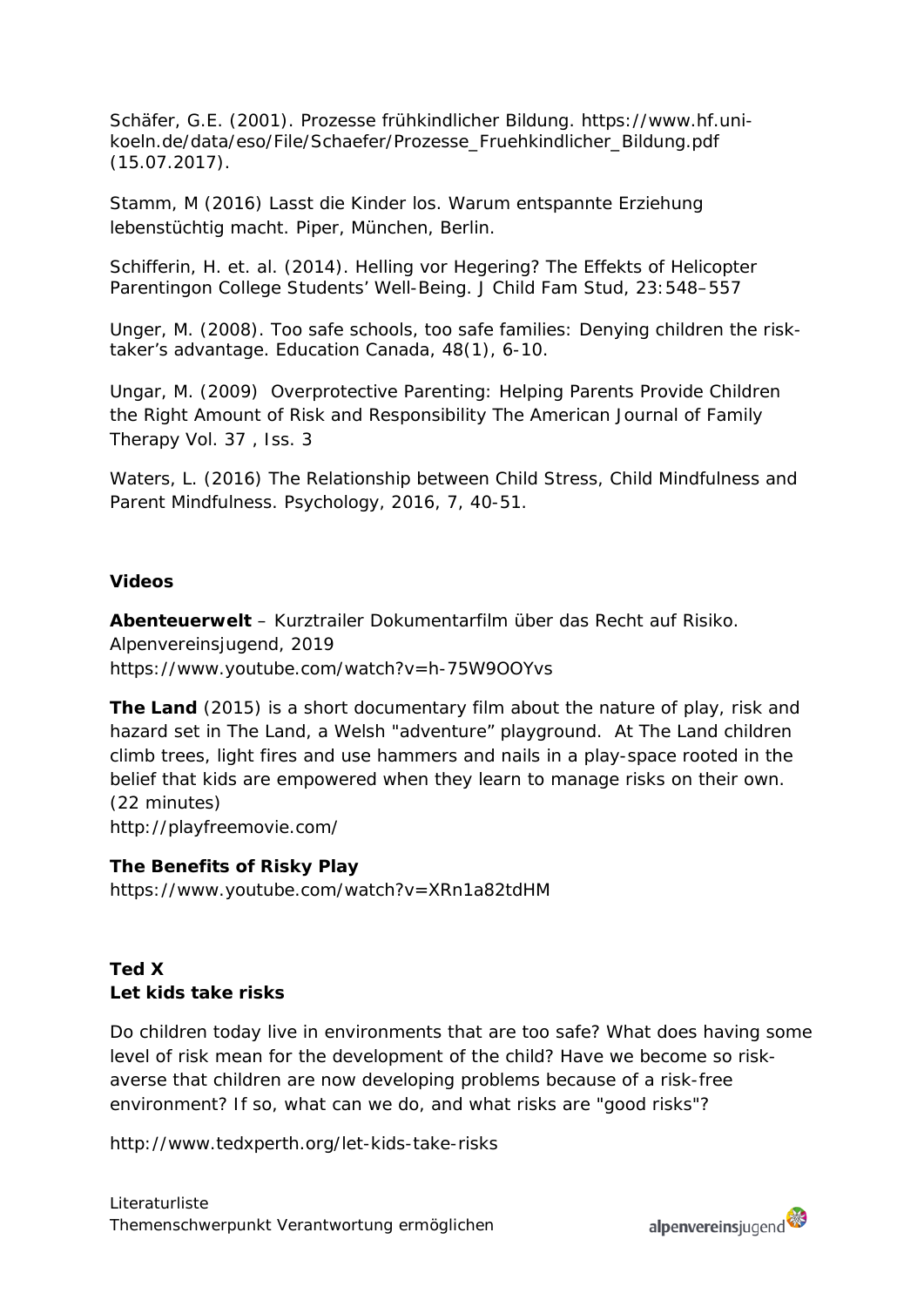Schäfer, G.E. (2001). Prozesse frühkindlicher Bildung. https://www.hf.uni-koeln.de/data/eso/File/Schaefer/Prozesse_Fruehkindlicher_Bildung.pdf (15.07.2017).

Stamm, M (2016) Lasst die Kinder los. Warum entspannte Erziehung lebenstüchtig macht. Piper, München, Berlin.

Schifferin, H. et. al. (2014). Helling vor Hegering? The Effekts of Helicopter Parentingon College Students' Well-Being. J Child Fam Stud, 23:548–557

Unger, M. (2008). Too safe schools, too safe families: Denying children the risk-taker's advantage. Education Canada, 48(1), 6-10.

Ungar, M. (2009) Overprotective Parenting: Helping Parents Provide Children the Right Amount of Risk and Responsibility The American Journal of Family Therapy Vol. 37 , Iss. 3

Waters, L. (2016) The Relationship between Child Stress, Child Mindfulness and Parent Mindfulness. Psychology, 2016, 7, 40-51.

**Videos**

**Abenteuerwelt** – Kurztrailer Dokumentarfilm über das Recht auf Risiko. Alpenvereinsjugend, 2019
https://www.youtube.com/watch?v=h-75W9OOYvs

**The Land** (2015) is a short documentary film about the nature of play, risk and hazard set in The Land, a Welsh "adventure" playground. At The Land children climb trees, light fires and use hammers and nails in a play-space rooted in the belief that kids are empowered when they learn to manage risks on their own. (22 minutes)
http://playfreemovie.com/

**The Benefits of Risky Play**
https://www.youtube.com/watch?v=XRn1a82tdHM

**Ted X**
**Let kids take risks**

Do children today live in environments that are too safe? What does having some level of risk mean for the development of the child? Have we become so risk-averse that children are now developing problems because of a risk-free environment? If so, what can we do, and what risks are "good risks"?

http://www.tedxperth.org/let-kids-take-risks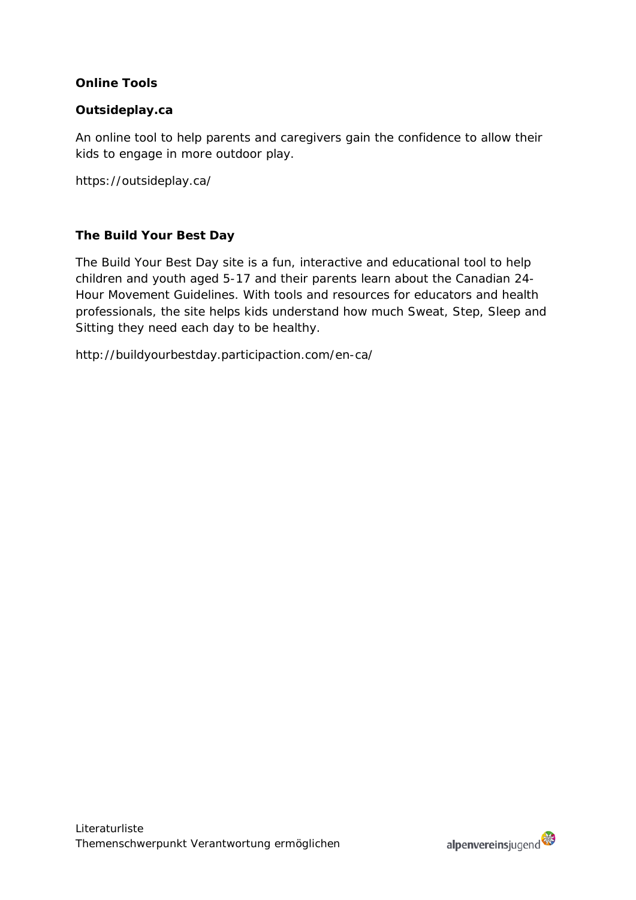**Online Tools**

**Outsideplay.ca**

An online tool to help parents and caregivers gain the confidence to allow their kids to engage in more outdoor play.

https://outsideplay.ca/

**The Build Your Best Day**

The Build Your Best Day site is a fun, interactive and educational tool to help children and youth aged 5-17 and their parents learn about the Canadian 24-Hour Movement Guidelines. With tools and resources for educators and health professionals, the site helps kids understand how much Sweat, Step, Sleep and Sitting they need each day to be healthy.

http://buildyourbestday.participaction.com/en-ca/